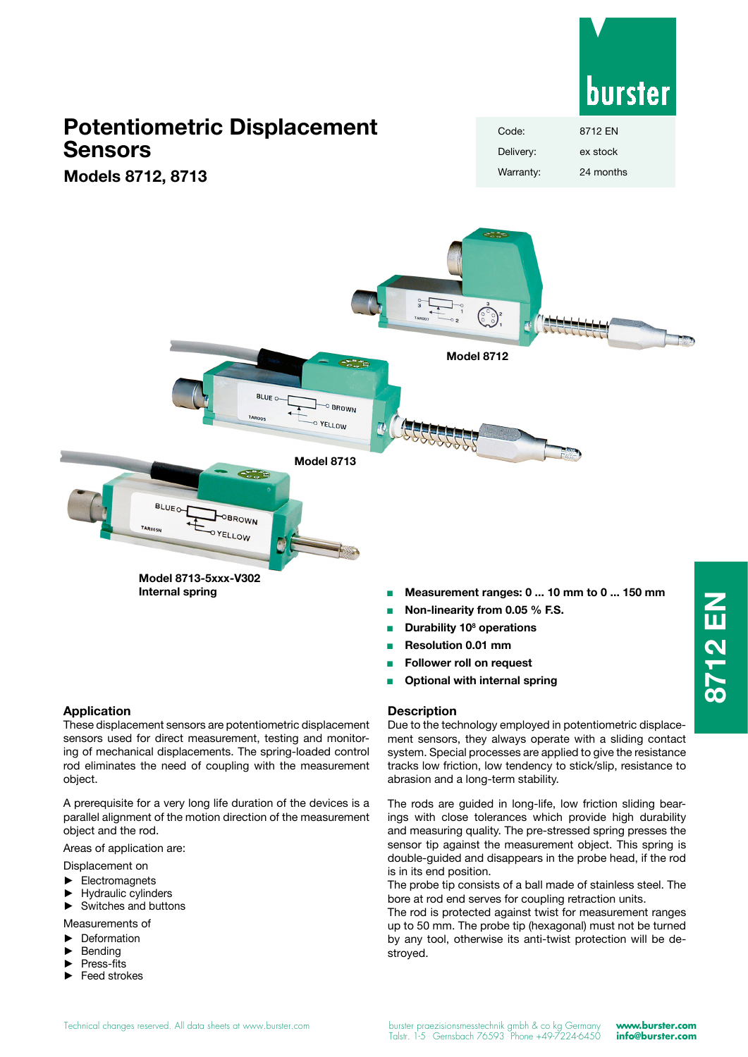# Potentiometric Displacement Sensors

## Models 8712, 8713

| Code: | 8712 EN |
| --- | --- |
| Delivery: | ex stock |
| Warranty: | 24 months |

Model 8712

Model 8713

Model 8713-5xxx-V302
Internal spring

- Measurement ranges: 0 ... 10 mm to 0 ... 150 mm
- Non-linearity from 0.05 % F.S.
- Durability $10^8$ operations
- Resolution 0.01 mm
- Follower roll on request
- Optional with internal spring

### Application

These displacement sensors are potentiometric displacement sensors used for direct measurement, testing and monitoring of mechanical displacements. The spring-loaded control rod eliminates the need of coupling with the measurement object.

A prerequisite for a very long life duration of the devices is a parallel alignment of the motion direction of the measurement object and the rod.

Areas of application are:

Displacement on

- Electromagnets
- Hydraulic cylinders
- Switches and buttons

Measurements of

- Deformation
- Bending
- Press-fits
- Feed strokes

### Description

Due to the technology employed in potentiometric displacement sensors, they always operate with a sliding contact system. Special processes are applied to give the resistance tracks low friction, low tendency to stick/slip, resistance to abrasion and a long-term stability.

The rods are guided in long-life, low friction sliding bearings with close tolerances which provide high durability and measuring quality. The pre-stressed spring presses the sensor tip against the measurement object. This spring is double-guided and disappears in the probe head, if the rod is in its end position.
The probe tip consists of a ball made of stainless steel. The bore at rod end serves for coupling retraction units.
The rod is protected against twist for measurement ranges up to 50 mm. The probe tip (hexagonal) must not be turned by any tool, otherwise its anti-twist protection will be destroyed.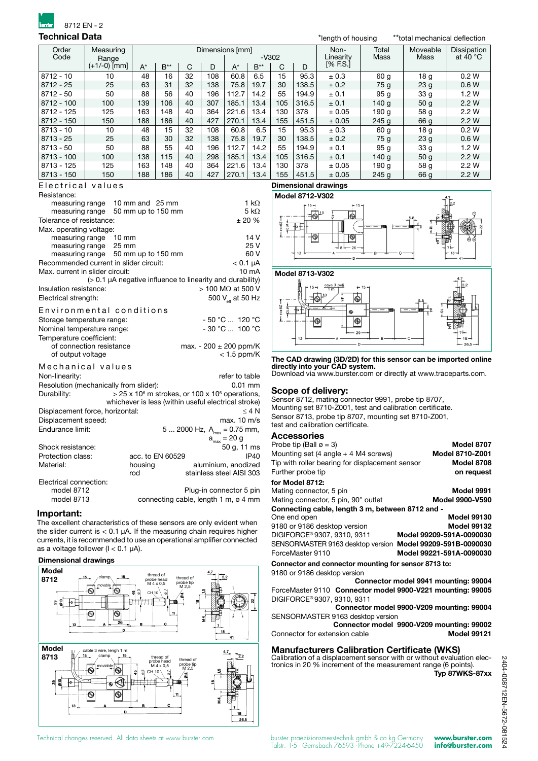## Technical Data

\*length of housing　　\*\*total mechanical deflection

| Order Code | Measuring Range (+1/-0) [mm] | Dimensions [mm] | | | | | | | | Non-Linearity [% F.S.] | Total Mass | Moveable Mass | Dissipation at 40 °C |
|---|---|---|---|---|---|---|---|---|---|---|---|---|---|
| | | | | | | -V302 | | | | | | | |
| | | A\* | B\*\* | C | D | A\* | B\*\* | C | D | | | | |
| 8712 - 10 | 10 | 48 | 16 | 32 | 108 | 60.8 | 6.5 | 15 | 95.3 | ± 0.3 | 60 g | 18 g | 0.2 W |
| 8712 - 25 | 25 | 63 | 31 | 32 | 138 | 75.8 | 19.7 | 30 | 138.5 | ± 0.2 | 75 g | 23 g | 0.6 W |
| 8712 - 50 | 50 | 88 | 56 | 40 | 196 | 112.7 | 14.2 | 55 | 194.9 | ± 0.1 | 95 g | 33 g | 1.2 W |
| 8712 - 100 | 100 | 139 | 106 | 40 | 307 | 185.1 | 13.4 | 105 | 316.5 | ± 0.1 | 140 g | 50 g | 2.2 W |
| 8712 - 125 | 125 | 163 | 148 | 40 | 364 | 221.6 | 13.4 | 130 | 378 | ± 0.05 | 190 g | 58 g | 2.2 W |
| 8712 - 150 | 150 | 188 | 186 | 40 | 427 | 270.1 | 13.4 | 155 | 451.5 | ± 0.05 | 245 g | 66 g | 2.2 W |
| 8713 - 10 | 10 | 48 | 15 | 32 | 108 | 60.8 | 6.5 | 15 | 95.3 | ± 0.3 | 60 g | 18 g | 0.2 W |
| 8713 - 25 | 25 | 63 | 30 | 32 | 138 | 75.8 | 19.7 | 30 | 138.5 | ± 0.2 | 75 g | 23 g | 0.6 W |
| 8713 - 50 | 50 | 88 | 55 | 40 | 196 | 112.7 | 14.2 | 55 | 194.9 | ± 0.1 | 95 g | 33 g | 1.2 W |
| 8713 - 100 | 100 | 138 | 115 | 40 | 298 | 185.1 | 13.4 | 105 | 316.5 | ± 0.1 | 140 g | 50 g | 2.2 W |
| 8713 - 125 | 125 | 163 | 148 | 40 | 364 | 221.6 | 13.4 | 130 | 378 | ± 0.05 | 190 g | 58 g | 2.2 W |
| 8713 - 150 | 150 | 188 | 186 | 40 | 427 | 270.1 | 13.4 | 155 | 451.5 | ± 0.05 | 245 g | 66 g | 2.2 W |

### Electrical values

Resistance:
- measuring range 10 mm and 25 mm: 1 kΩ
- measuring range 50 mm up to 150 mm: 5 kΩ

Tolerance of resistance: ± 20 %

Max. operating voltage:
- measuring range 10 mm: 14 V
- measuring range 25 mm: 25 V
- measuring range 50 mm up to 150 mm: 60 V

Recommended current in slider circuit: < 0.1 µA

Max. current in slider circuit: 10 mA (> 0.1 µA negative influence to linearity and durability)

Insulation resistance: > 100 MΩ at 500 V

Electrical strength: 500 $V_{eff}$ at 50 Hz

### Environmental conditions

Storage temperature range: - 50 °C ... 120 °C

Nominal temperature range: - 30 °C ... 100 °C

Temperature coefficient:
- of connection resistance: max. - 200 ± 200 ppm/K
- of output voltage: < 1.5 ppm/K

### Mechanical values

Non-linearity: refer to table

Resolution (mechanically from slider): 0.01 mm

Durability: > 25 x $10^6$ m strokes, or 100 x $10^6$ operations, whichever is less (within useful electrical stroke)

Displacement force, horizontal: ≤ 4 N

Displacement speed: max. 10 m/s

Endurance limit: 5 ... 2000 Hz, $A_{max}$ = 0.75 mm, $a_{max}$ = 20 g

Shock resistance: 50 g, 11 ms

Protection class: acc. to EN 60529 IP40

Material:
- housing: aluminium, anodized
- rod: stainless steel AISI 303

Electrical connection:
- model 8712: Plug-in connector 5 pin
- model 8713: connecting cable, length 1 m, ø 4 mm

### Important:

The excellent characteristics of these sensors are only evident when the slider current is < 0.1 µA. If the measuring chain requires higher currents, it is recommended to use an operational amplifier connected as a voltage follower (I < 0.1 µA).

### Dimensional drawings

Model 8712

Model 8713

Model 8712-V302

Model 8713-V302

**The CAD drawing (3D/2D) for this sensor can be imported online directly into your CAD system.**
Download via www.burster.com or directly at www.traceparts.com.

### Scope of delivery:

Sensor 8712, mating connector 9991, probe tip 8707, Mounting set 8710-Z001, test and calibration certificate.
Sensor 8713, probe tip 8707, mounting set 8710-Z001, test and calibration certificate.

### Accessories

| | |
|---|---|
| Probe tip (Ball ø = 3) | **Model 8707** |
| Mounting set (4 angle + 4 M4 screws) | **Model 8710-Z001** |
| Tip with roller bearing for displacement sensor | **Model 8708** |
| Further probe tip | **on request** |

**for Model 8712:**

| | |
|---|---|
| Mating connector, 5 pin | **Model 9991** |
| Mating connector, 5 pin, 90° outlet | **Model 9900-V590** |

**Connecting cable, length 3 m, between 8712 and -**

| | |
|---|---|
| One end open | **Model 99130** |
| 9180 or 9186 desktop version | **Model 99132** |
| DIGIFORCE® 9307, 9310, 9311 | **Model 99209-591A-0090030** |
| SENSORMASTER 9163 desktop version | **Model 99209-591B-0090030** |
| ForceMaster 9110 | **Model 99221-591A-0090030** |

**Connector and connector mounting for sensor 8713 to:**

9180 or 9186 desktop version — **Connector model 9941 mounting: 99004**

ForceMaster 9110 — **Connector model 9900-V221 mounting: 99005**

DIGIFORCE® 9307, 9310, 9311 — **Connector model 9900-V209 mounting: 99004**

SENSORMASTER 9163 desktop version — **Connector model 9900-V209 mounting: 99002**

Connector for extension cable — **Model 99121**

### Manufacturers Calibration Certificate (WKS)

Calibration of a displacement sensor with or without evaluation electronics in 20 % increment of the measurement range (6 points).
**Typ 87WKS-87xx**

Technical changes reserved. All data sheets at www.burster.com

burster praezisionsmesstechnik gmbh & co kg Germany Talstr. 1-5 Gernsbach 76593 Phone +49-7224-6450 **www.burster.com info@burster.com**